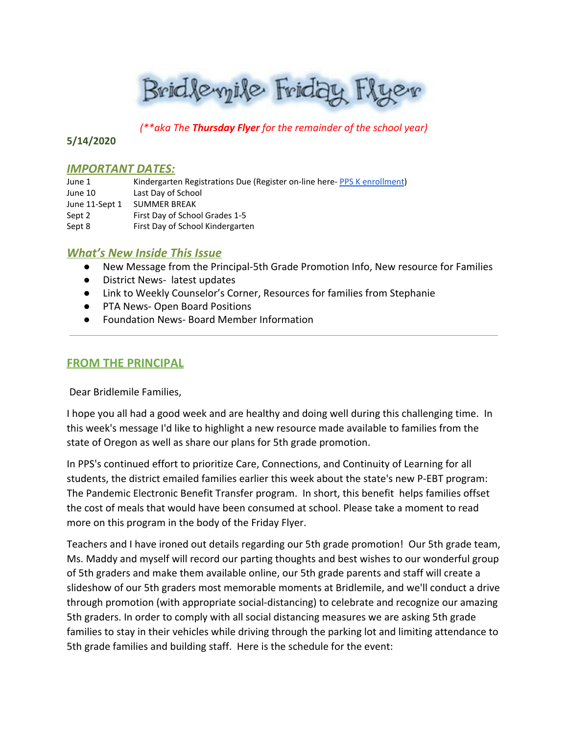# Bridlemile Friday Flyer

*(\*\*aka The **Thursday Flyer** for the remainder of the school year)*

**5/14/2020**

## *IMPORTANT DATES:*

| | |
|---|---|
| June 1 | Kindergarten Registrations Due (Register on-line here- PPS K enrollment) |
| June 10 | Last Day of School |
| June 11-Sept 1 | SUMMER BREAK |
| Sept 2 | First Day of School Grades 1-5 |
| Sept 8 | First Day of School Kindergarten |

## *What's New Inside This Issue*

- New Message from the Principal-5th Grade Promotion Info, New resource for Families
- District News- latest updates
- Link to Weekly Counselor's Corner, Resources for families from Stephanie
- PTA News- Open Board Positions
- Foundation News- Board Member Information

---

## FROM THE PRINCIPAL

Dear Bridlemile Families,

I hope you all had a good week and are healthy and doing well during this challenging time. In this week's message I'd like to highlight a new resource made available to families from the state of Oregon as well as share our plans for 5th grade promotion.

In PPS's continued effort to prioritize Care, Connections, and Continuity of Learning for all students, the district emailed families earlier this week about the state's new P-EBT program: The Pandemic Electronic Benefit Transfer program. In short, this benefit helps families offset the cost of meals that would have been consumed at school. Please take a moment to read more on this program in the body of the Friday Flyer.

Teachers and I have ironed out details regarding our 5th grade promotion! Our 5th grade team, Ms. Maddy and myself will record our parting thoughts and best wishes to our wonderful group of 5th graders and make them available online, our 5th grade parents and staff will create a slideshow of our 5th graders most memorable moments at Bridlemile, and we'll conduct a drive through promotion (with appropriate social-distancing) to celebrate and recognize our amazing 5th graders. In order to comply with all social distancing measures we are asking 5th grade families to stay in their vehicles while driving through the parking lot and limiting attendance to 5th grade families and building staff. Here is the schedule for the event: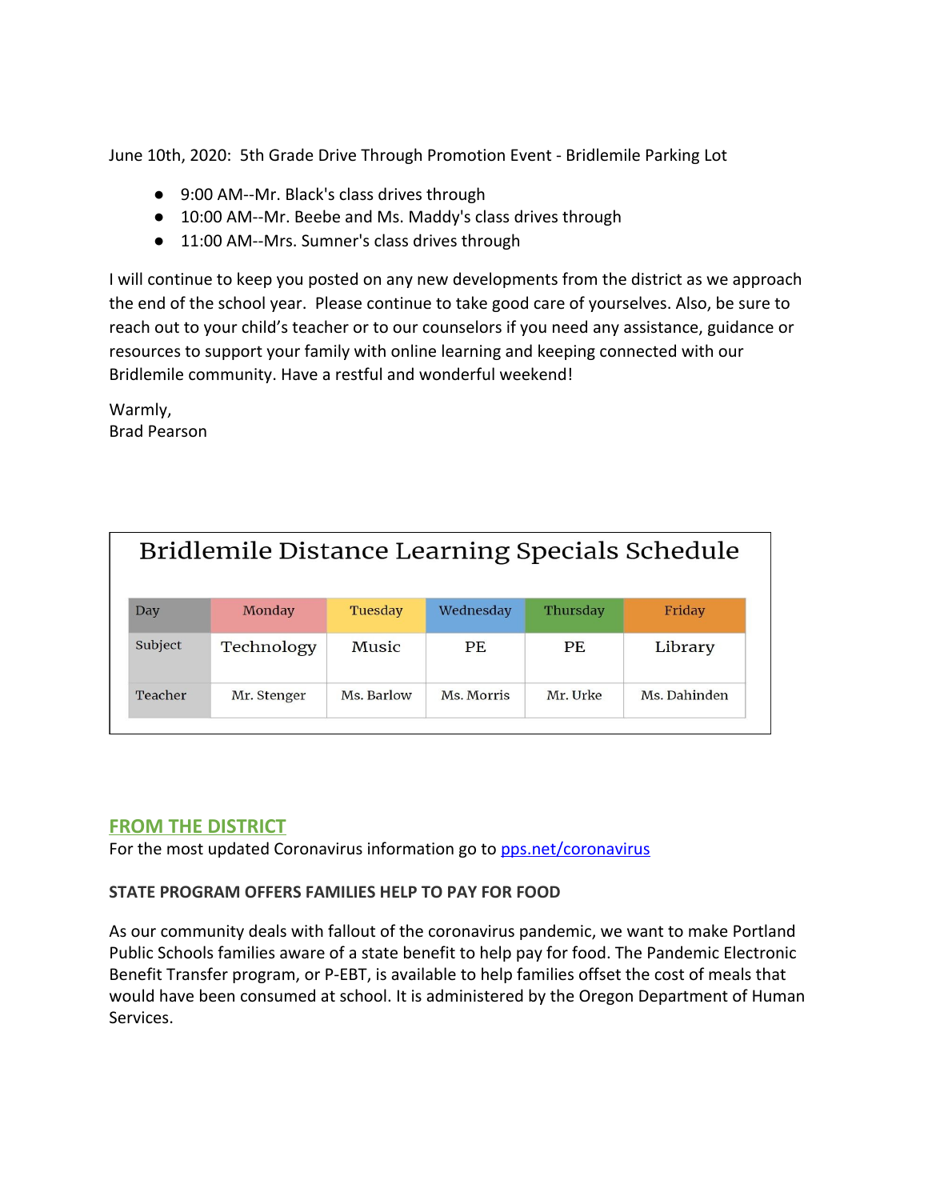June 10th, 2020: 5th Grade Drive Through Promotion Event - Bridlemile Parking Lot

- 9:00 AM--Mr. Black's class drives through
- 10:00 AM--Mr. Beebe and Ms. Maddy's class drives through
- 11:00 AM--Mrs. Sumner's class drives through

I will continue to keep you posted on any new developments from the district as we approach the end of the school year. Please continue to take good care of yourselves. Also, be sure to reach out to your child's teacher or to our counselors if you need any assistance, guidance or resources to support your family with online learning and keeping connected with our Bridlemile community. Have a restful and wonderful weekend!

Warmly,
Brad Pearson

## Bridlemile Distance Learning Specials Schedule

| Day | Monday | Tuesday | Wednesday | Thursday | Friday |
|---|---|---|---|---|---|
| Subject | Technology | Music | PE | PE | Library |
| Teacher | Mr. Stenger | Ms. Barlow | Ms. Morris | Mr. Urke | Ms. Dahinden |

## FROM THE DISTRICT

For the most updated Coronavirus information go to pps.net/coronavirus

**STATE PROGRAM OFFERS FAMILIES HELP TO PAY FOR FOOD**

As our community deals with fallout of the coronavirus pandemic, we want to make Portland Public Schools families aware of a state benefit to help pay for food. The Pandemic Electronic Benefit Transfer program, or P-EBT, is available to help families offset the cost of meals that would have been consumed at school. It is administered by the Oregon Department of Human Services.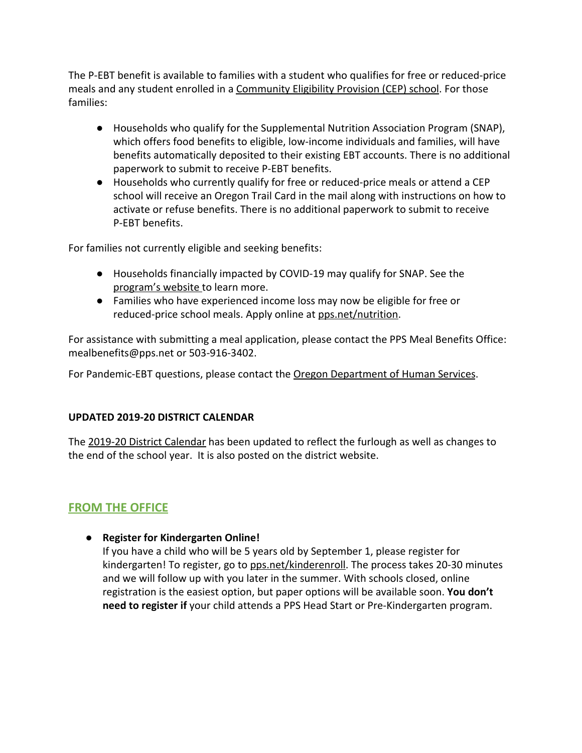The P-EBT benefit is available to families with a student who qualifies for free or reduced-price meals and any student enrolled in a Community Eligibility Provision (CEP) school. For those families:

- Households who qualify for the Supplemental Nutrition Association Program (SNAP), which offers food benefits to eligible, low-income individuals and families, will have benefits automatically deposited to their existing EBT accounts. There is no additional paperwork to submit to receive P-EBT benefits.
- Households who currently qualify for free or reduced-price meals or attend a CEP school will receive an Oregon Trail Card in the mail along with instructions on how to activate or refuse benefits. There is no additional paperwork to submit to receive P-EBT benefits.

For families not currently eligible and seeking benefits:

- Households financially impacted by COVID-19 may qualify for SNAP. See the program's website to learn more.
- Families who have experienced income loss may now be eligible for free or reduced-price school meals. Apply online at pps.net/nutrition.

For assistance with submitting a meal application, please contact the PPS Meal Benefits Office: mealbenefits@pps.net or 503-916-3402.

For Pandemic-EBT questions, please contact the Oregon Department of Human Services.

**UPDATED 2019-20 DISTRICT CALENDAR**

The 2019-20 District Calendar has been updated to reflect the furlough as well as changes to the end of the school year. It is also posted on the district website.

## FROM THE OFFICE

- **Register for Kindergarten Online!**
  If you have a child who will be 5 years old by September 1, please register for kindergarten! To register, go to pps.net/kinderenroll. The process takes 20-30 minutes and we will follow up with you later in the summer. With schools closed, online registration is the easiest option, but paper options will be available soon. **You don't need to register if** your child attends a PPS Head Start or Pre-Kindergarten program.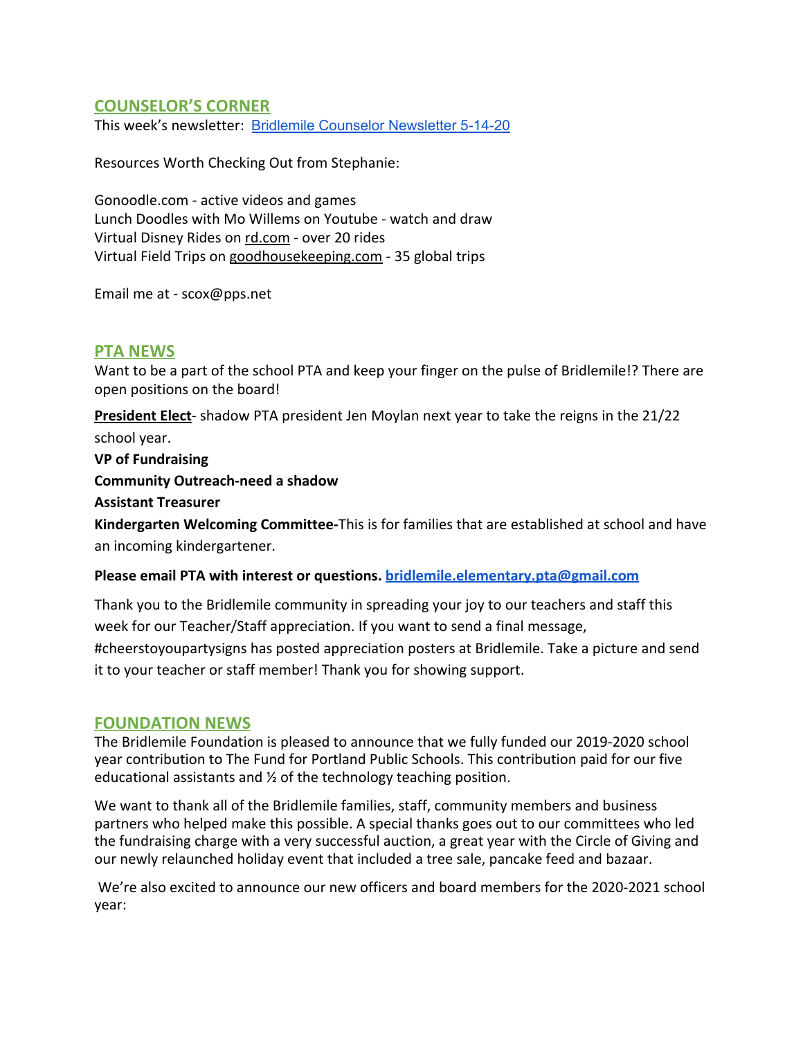## COUNSELOR'S CORNER

This week's newsletter: [Bridlemile Counselor Newsletter 5-14-20]()

Resources Worth Checking Out from Stephanie:

Gonoodle.com - active videos and games
Lunch Doodles with Mo Willems on Youtube - watch and draw
Virtual Disney Rides on rd.com - over 20 rides
Virtual Field Trips on goodhousekeeping.com - 35 global trips

Email me at - scox@pps.net

## PTA NEWS

Want to be a part of the school PTA and keep your finger on the pulse of Bridlemile!? There are open positions on the board!

**President Elect**- shadow PTA president Jen Moylan next year to take the reigns in the 21/22 school year.

**VP of Fundraising**

**Community Outreach-need a shadow**

**Assistant Treasurer**

**Kindergarten Welcoming Committee-**This is for families that are established at school and have an incoming kindergartener.

**Please email PTA with interest or questions. bridlemile.elementary.pta@gmail.com**

Thank you to the Bridlemile community in spreading your joy to our teachers and staff this week for our Teacher/Staff appreciation. If you want to send a final message, #cheerstoyoupartysigns has posted appreciation posters at Bridlemile. Take a picture and send it to your teacher or staff member! Thank you for showing support.

## FOUNDATION NEWS

The Bridlemile Foundation is pleased to announce that we fully funded our 2019-2020 school year contribution to The Fund for Portland Public Schools. This contribution paid for our five educational assistants and ½ of the technology teaching position.

We want to thank all of the Bridlemile families, staff, community members and business partners who helped make this possible. A special thanks goes out to our committees who led the fundraising charge with a very successful auction, a great year with the Circle of Giving and our newly relaunched holiday event that included a tree sale, pancake feed and bazaar.

We're also excited to announce our new officers and board members for the 2020-2021 school year: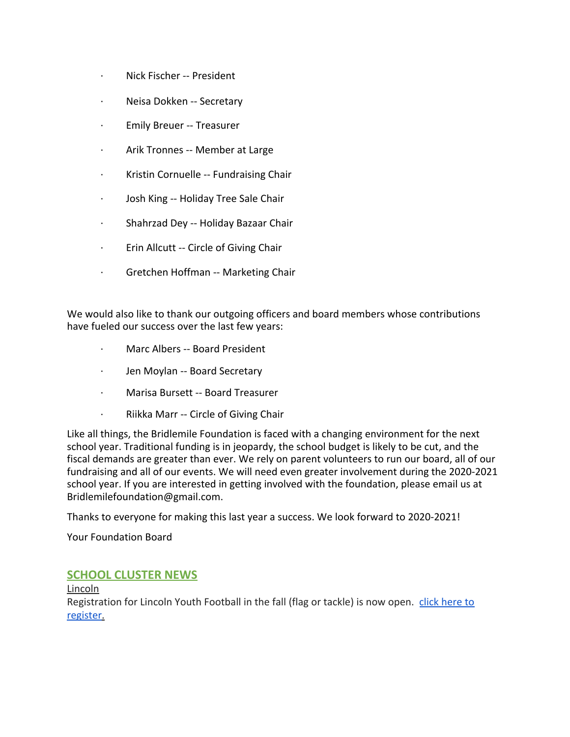- Nick Fischer -- President
- Neisa Dokken -- Secretary
- Emily Breuer -- Treasurer
- Arik Tronnes -- Member at Large
- Kristin Cornuelle -- Fundraising Chair
- Josh King -- Holiday Tree Sale Chair
- Shahrzad Dey -- Holiday Bazaar Chair
- Erin Allcutt -- Circle of Giving Chair
- Gretchen Hoffman -- Marketing Chair

We would also like to thank our outgoing officers and board members whose contributions have fueled our success over the last few years:

- Marc Albers -- Board President
- Jen Moylan -- Board Secretary
- Marisa Bursett -- Board Treasurer
- Riikka Marr -- Circle of Giving Chair

Like all things, the Bridlemile Foundation is faced with a changing environment for the next school year. Traditional funding is in jeopardy, the school budget is likely to be cut, and the fiscal demands are greater than ever. We rely on parent volunteers to run our board, all of our fundraising and all of our events. We will need even greater involvement during the 2020-2021 school year. If you are interested in getting involved with the foundation, please email us at Bridlemilefoundation@gmail.com.

Thanks to everyone for making this last year a success. We look forward to 2020-2021!

Your Foundation Board

## SCHOOL CLUSTER NEWS

Lincoln

Registration for Lincoln Youth Football in the fall (flag or tackle) is now open. click here to register.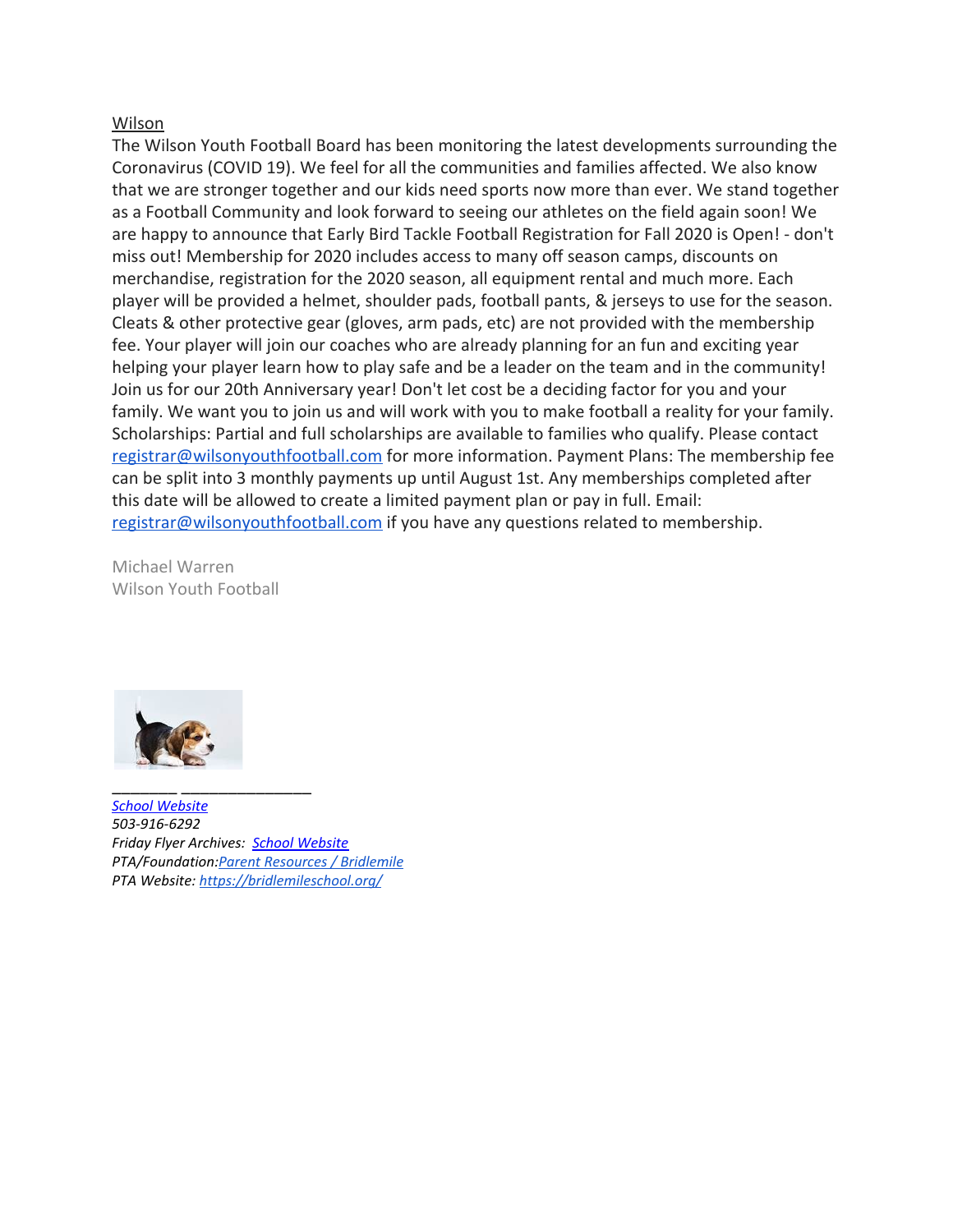Wilson

The Wilson Youth Football Board has been monitoring the latest developments surrounding the Coronavirus (COVID 19). We feel for all the communities and families affected. We also know that we are stronger together and our kids need sports now more than ever. We stand together as a Football Community and look forward to seeing our athletes on the field again soon! We are happy to announce that Early Bird Tackle Football Registration for Fall 2020 is Open! - don't miss out! Membership for 2020 includes access to many off season camps, discounts on merchandise, registration for the 2020 season, all equipment rental and much more. Each player will be provided a helmet, shoulder pads, football pants, & jerseys to use for the season. Cleats & other protective gear (gloves, arm pads, etc) are not provided with the membership fee. Your player will join our coaches who are already planning for an fun and exciting year helping your player learn how to play safe and be a leader on the team and in the community! Join us for our 20th Anniversary year! Don't let cost be a deciding factor for you and your family. We want you to join us and will work with you to make football a reality for your family. Scholarships: Partial and full scholarships are available to families who qualify. Please contact registrar@wilsonyouthfootball.com for more information. Payment Plans: The membership fee can be split into 3 monthly payments up until August 1st. Any memberships completed after this date will be allowed to create a limited payment plan or pay in full. Email: registrar@wilsonyouthfootball.com if you have any questions related to membership.

Michael Warren
Wilson Youth Football

________ _______________

*School Website*
*503-916-6292*
*Friday Flyer Archives: School Website*
*PTA/Foundation: Parent Resources / Bridlemile*
*PTA Website: https://bridlemileschool.org/*